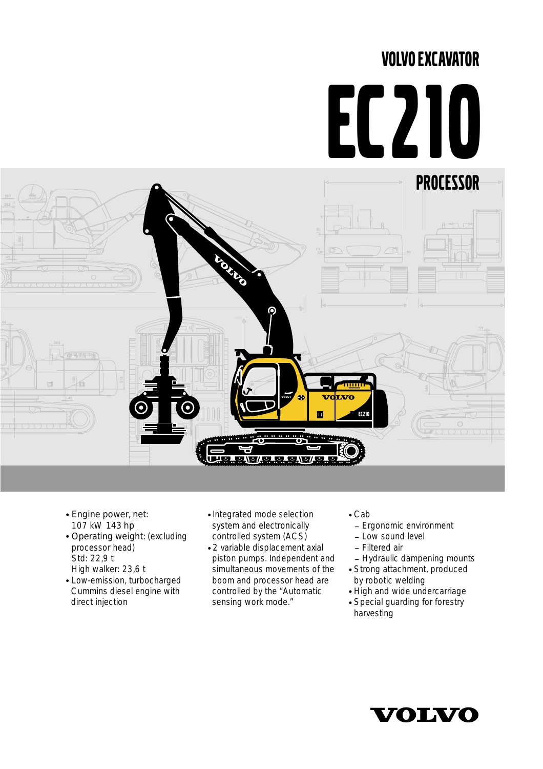# VOLVO EXCAVATOR

# EC210

## PROCESSOR

- Engine power, net:
  107 kW 143 hp
- Operating weight: (excluding processor head)
  Std: 22,9 t
  High walker: 23,6 t
- Low-emission, turbocharged Cummins diesel engine with direct injection
- Integrated mode selection system and electronically controlled system (ACS)
- 2 variable displacement axial piston pumps. Independent and simultaneous movements of the boom and processor head are controlled by the "Automatic sensing work mode."
- Cab
  - Ergonomic environment
  - Low sound level
  - Filtered air
  - Hydraulic dampening mounts
- Strong attachment, produced by robotic welding
- High and wide undercarriage
- Special guarding for forestry harvesting

VOLVO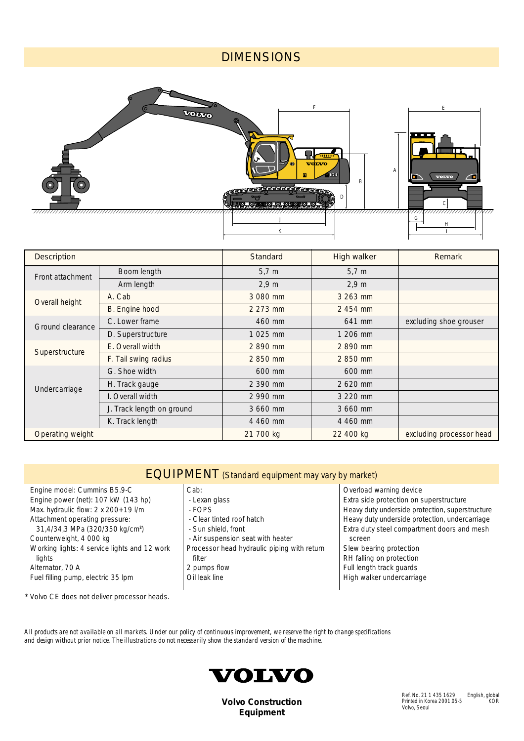# DIMENSIONS

| Description | | Standard | High walker | Remark |
|---|---|---|---|---|
| Front attachment | Boom length | 5,7 m | 5,7 m | |
| | Arm length | 2,9 m | 2,9 m | |
| Overall height | A. Cab | 3 080 mm | 3 263 mm | |
| | B. Engine hood | 2 273 mm | 2 454 mm | |
| Ground clearance | C. Lower frame | 460 mm | 641 mm | excluding shoe grouser |
| | D. Superstructure | 1 025 mm | 1 206 mm | |
| Superstructure | E. Overall width | 2 890 mm | 2 890 mm | |
| | F. Tail swing radius | 2 850 mm | 2 850 mm | |
| Undercarriage | G. Shoe width | 600 mm | 600 mm | |
| | H. Track gauge | 2 390 mm | 2 620 mm | |
| | I. Overall width | 2 990 mm | 3 220 mm | |
| | J. Track length on ground | 3 660 mm | 3 660 mm | |
| | K. Track length | 4 460 mm | 4 460 mm | |
| Operating weight | | 21 700 kg | 22 400 kg | excluding processor head |

# EQUIPMENT (Standard equipment may vary by market)

Engine model: Cummins B5.9-C
Engine power (net): 107 kW (143 hp)
Max. hydraulic flow: 2 x 200+19 l/m
Attachment operating pressure:
31,4/34,3 MPa (320/350 kg/cm²)
Counterweight, 4 000 kg
Working lights: 4 service lights and 12 work lights
Alternator, 70 A
Fuel filling pump, electric 35 lpm

Cab:
- Lexan glass
- FOPS
- Clear tinted roof hatch
- Sun shield, front
- Air suspension seat with heater

Processor head hydraulic piping with return filter
2 pumps flow
Oil leak line

Overload warning device
Extra side protection on superstructure
Heavy duty underside protection, superstructure
Heavy duty underside protection, undercarriage
Extra duty steel compartment doors and mesh screen
Slew bearing protection
RH falling on protection
Full length track guards
High walker undercarriage

* Volvo CE does not deliver processor heads.

*All products are not available on all markets. Under our policy of continuous improvement, we reserve the right to change specifications and design without prior notice. The illustrations do not necessarily show the standard version of the machine.*

VOLVO

**Volvo Construction Equipment**

Ref. No. 21 1 435 1629 English, global
Printed in Korea 2001.05-5 KOR
Volvo, Seoul